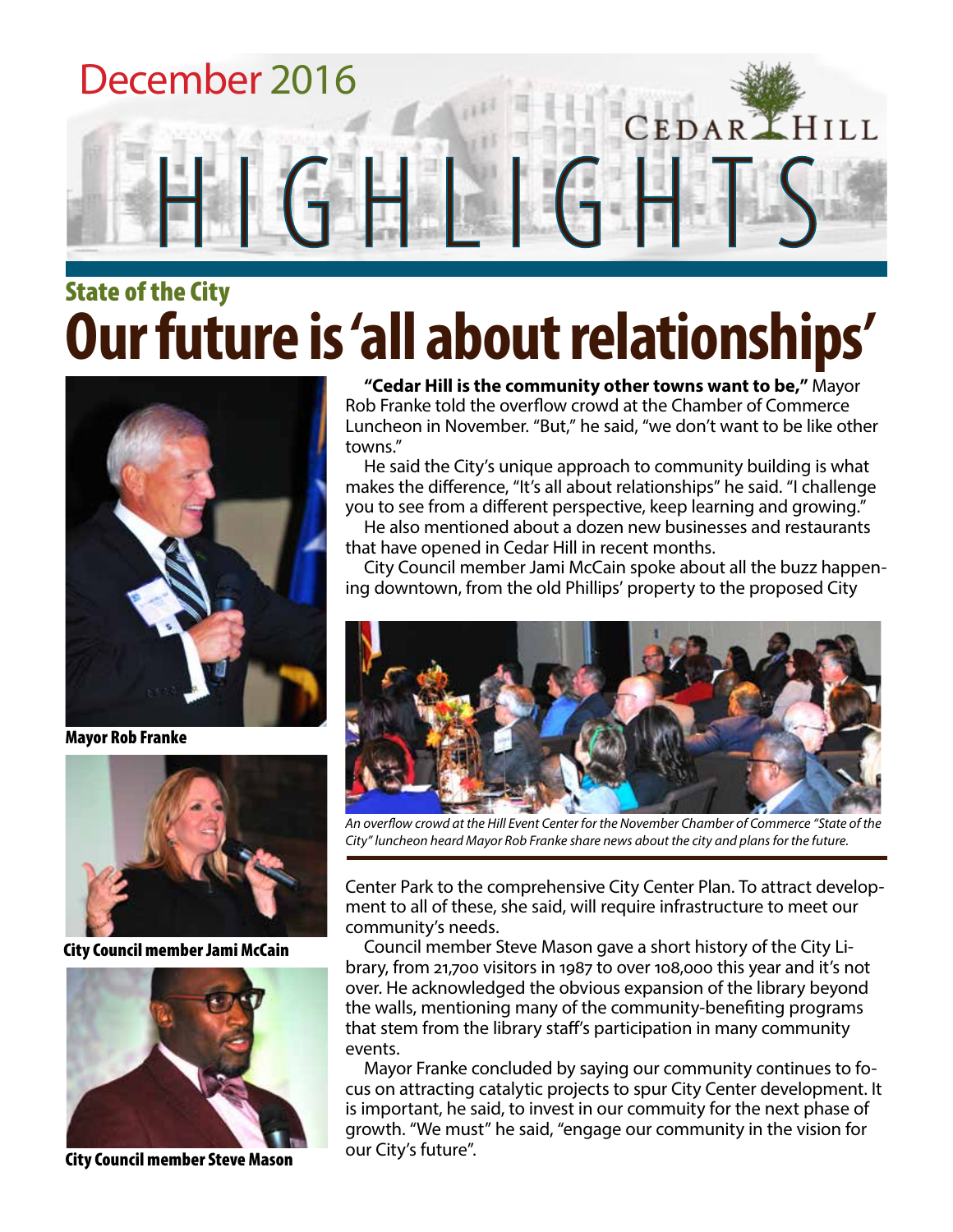December 2016

CEDAR HILL

# HIGHLIGHTS

## State of the City

# Our future is 'all about relationships'

**"Cedar Hill is the community other towns want to be,"** Mayor Rob Franke told the overflow crowd at the Chamber of Commerce Luncheon in November. "But," he said, "we don't want to be like other towns."

He said the City's unique approach to community building is what makes the difference, "It's all about relationships" he said. "I challenge you to see from a different perspective, keep learning and growing."

He also mentioned about a dozen new businesses and restaurants that have opened in Cedar Hill in recent months.

City Council member Jami McCain spoke about all the buzz happening downtown, from the old Phillips' property to the proposed City Center Park to the comprehensive City Center Plan. To attract development to all of these, she said, will require infrastructure to meet our community's needs.

Council member Steve Mason gave a short history of the City Library, from 21,700 visitors in 1987 to over 108,000 this year and it's not over. He acknowledged the obvious expansion of the library beyond the walls, mentioning many of the community-benefiting programs that stem from the library staff's participation in many community events.

Mayor Franke concluded by saying our community continues to focus on attracting catalytic projects to spur City Center development. It is important, he said, to invest in our commuity for the next phase of growth. "We must" he said, "engage our community in the vision for our City's future".

**Mayor Rob Franke**

**City Council member Jami McCain**

**City Council member Steve Mason**

*An overflow crowd at the Hill Event Center for the November Chamber of Commerce "State of the City" luncheon heard Mayor Rob Franke share news about the city and plans for the future.*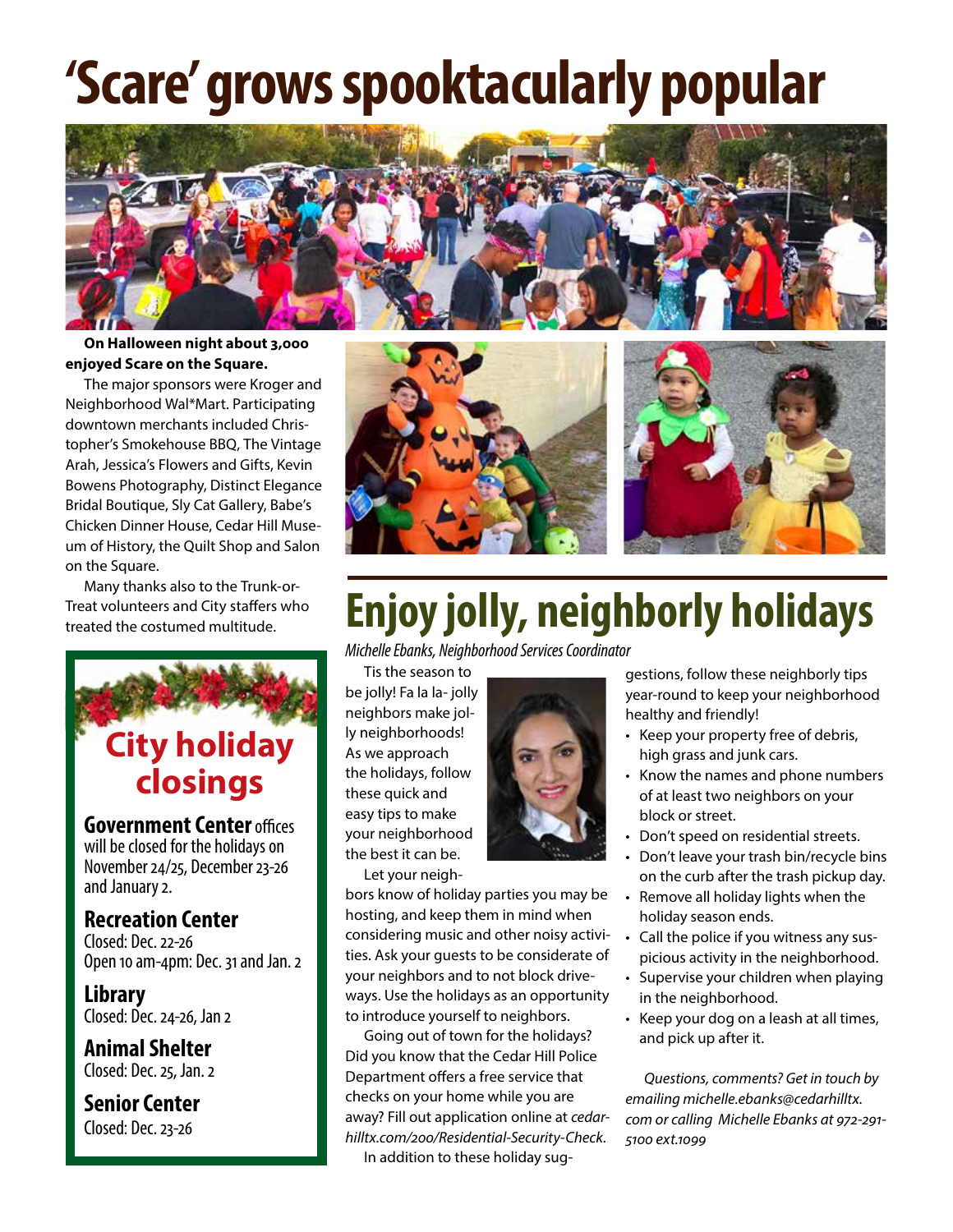# 'Scare' grows spooktacularly popular

**On Halloween night about 3,000 enjoyed Scare on the Square.**

The major sponsors were Kroger and Neighborhood Wal*Mart. Participating downtown merchants included Christopher's Smokehouse BBQ, The Vintage Arah, Jessica's Flowers and Gifts, Kevin Bowens Photography, Distinct Elegance Bridal Boutique, Sly Cat Gallery, Babe's Chicken Dinner House, Cedar Hill Museum of History, the Quilt Shop and Salon on the Square.

Many thanks also to the Trunk-or-Treat volunteers and City staffers who treated the costumed multitude.

## City holiday closings

**Government Center** offices will be closed for the holidays on November 24/25, December 23-26 and January 2.

**Recreation Center**
Closed: Dec. 22-26
Open 10 am-4pm: Dec. 31 and Jan. 2

**Library**
Closed: Dec. 24-26, Jan 2

**Animal Shelter**
Closed: Dec. 25, Jan. 2

**Senior Center**
Closed: Dec. 23-26

# Enjoy jolly, neighborly holidays

*Michelle Ebanks, Neighborhood Services Coordinator*

Tis the season to be jolly! Fa la la- jolly neighbors make jolly neighborhoods! As we approach the holidays, follow these quick and easy tips to make your neighborhood the best it can be.

Let your neighbors know of holiday parties you may be hosting, and keep them in mind when considering music and other noisy activities. Ask your guests to be considerate of your neighbors and to not block driveways. Use the holidays as an opportunity to introduce yourself to neighbors.

Going out of town for the holidays? Did you know that the Cedar Hill Police Department offers a free service that checks on your home while you are away? Fill out application online at *cedarhilltx.com/200/Residential-Security-Check.*

In addition to these holiday suggestions, follow these neighborly tips year-round to keep your neighborhood healthy and friendly!

- Keep your property free of debris, high grass and junk cars.
- Know the names and phone numbers of at least two neighbors on your block or street.
- Don't speed on residential streets.
- Don't leave your trash bin/recycle bins on the curb after the trash pickup day.
- Remove all holiday lights when the holiday season ends.
- Call the police if you witness any suspicious activity in the neighborhood.
- Supervise your children when playing in the neighborhood.
- Keep your dog on a leash at all times, and pick up after it.

*Questions, comments? Get in touch by emailing michelle.ebanks@cedarhilltx.com or calling Michelle Ebanks at 972-291-5100 ext.1099*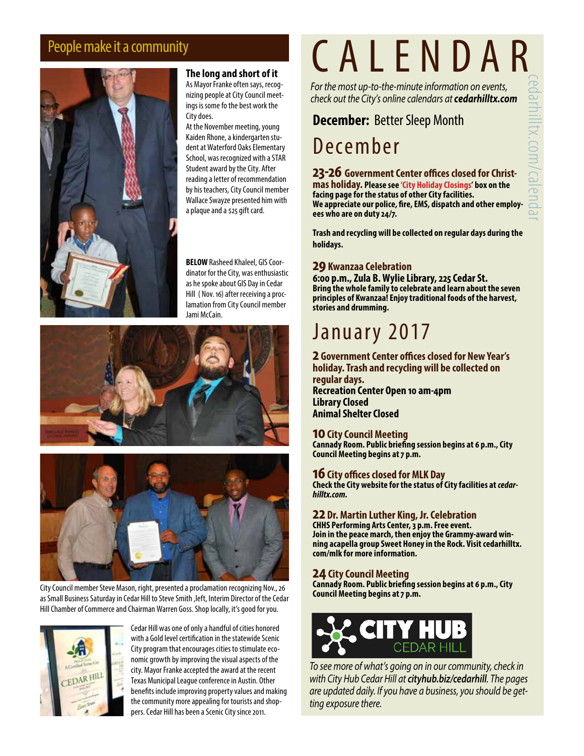## People make it a community

### The long and short of it

As Mayor Franke often says, recognizing people at City Council meetings is some fo the best work the City does.

At the November meeting, young Kaiden Rhone, a kindergarten student at Waterford Oaks Elementary School, was recognized with a STAR Student award by the City. After reading a letter of recommendation by his teachers, City Council member Wallace Swayze presented him with a plaque and a $25 gift card.

**BELOW** Rasheed Khaleel, GIS Coordinator for the City, was enthusiastic as he spoke about GIS Day in Cedar Hill ( Nov. 16) after receiving a proclamation from City Council member Jami McCain.

City Council member Steve Mason, right, presented a proclamation recognizing Nov., 26 as Small Business Saturday in Cedar Hill to Steve Smith ,left, Interim Director of the Cedar Hill Chamber of Commerce and Chairman Warren Goss. Shop locally, it's good for you.

Cedar Hill was one of only a handful of cities honored with a Gold level certification in the statewide Scenic City program that encourages cities to stimulate economic growth by improving the visual aspects of the city. Mayor Franke accepted the award at the recent Texas Municipal League conference in Austin. Other benefits include improving property values and making the community more appealing for tourists and shoppers. Cedar Hill has been a Scenic City since 2011.

# CALENDAR

*For the most up-to-the-minute information on events, check out the City's online calendars at **cedarhilltx.com***

cedarhilltx.com/calendar

**December:** Better Sleep Month

## December

**23-26 Government Center offices closed for Christmas holiday.** **Please see 'City Holiday Closings' box on the facing page for the status of other City facilities.**
**We appreciate our police, fire, EMS, dispatch and other employees who are on duty 24/7.**

**Trash and recycling will be collected on regular days during the holidays.**

**29 Kwanzaa Celebration**
**6:00 p.m., Zula B. Wylie Library, 225 Cedar St.**
**Bring the whole family to celebrate and learn about the seven principles of Kwanzaa! Enjoy traditional foods of the harvest, stories and drumming.**

## January 2017

**2 Government Center offices closed for New Year's holiday. Trash and recycling will be collected on regular days.**
**Recreation Center Open 10 am-4pm**
**Library Closed**
**Animal Shelter Closed**

**10 City Council Meeting**
**Cannady Room. Public briefing session begins at 6 p.m., City Council Meeting begins at 7 p.m.**

**16 City offices closed for MLK Day**
**Check the City website for the status of City facilities at *cedarhilltx.com.***

**22 Dr. Martin Luther King, Jr. Celebration**
**CHHS Performing Arts Center, 3 p.m. Free event.**
**Join in the peace march, then enjoy the Grammy-award winning acapella group Sweet Honey in the Rock. Visit cedarhilltx.com/mlk for more information.**

**24 City Council Meeting**
**Cannady Room. Public briefing session begins at 6 p.m., City Council Meeting begins at 7 p.m.**

CITY HUB CEDAR HILL

*To see more of what's going on in our community, check in with City Hub Cedar Hill at **cityhub.biz/cedarhill**. The pages are updated daily. If you have a business, you should be getting exposure there.*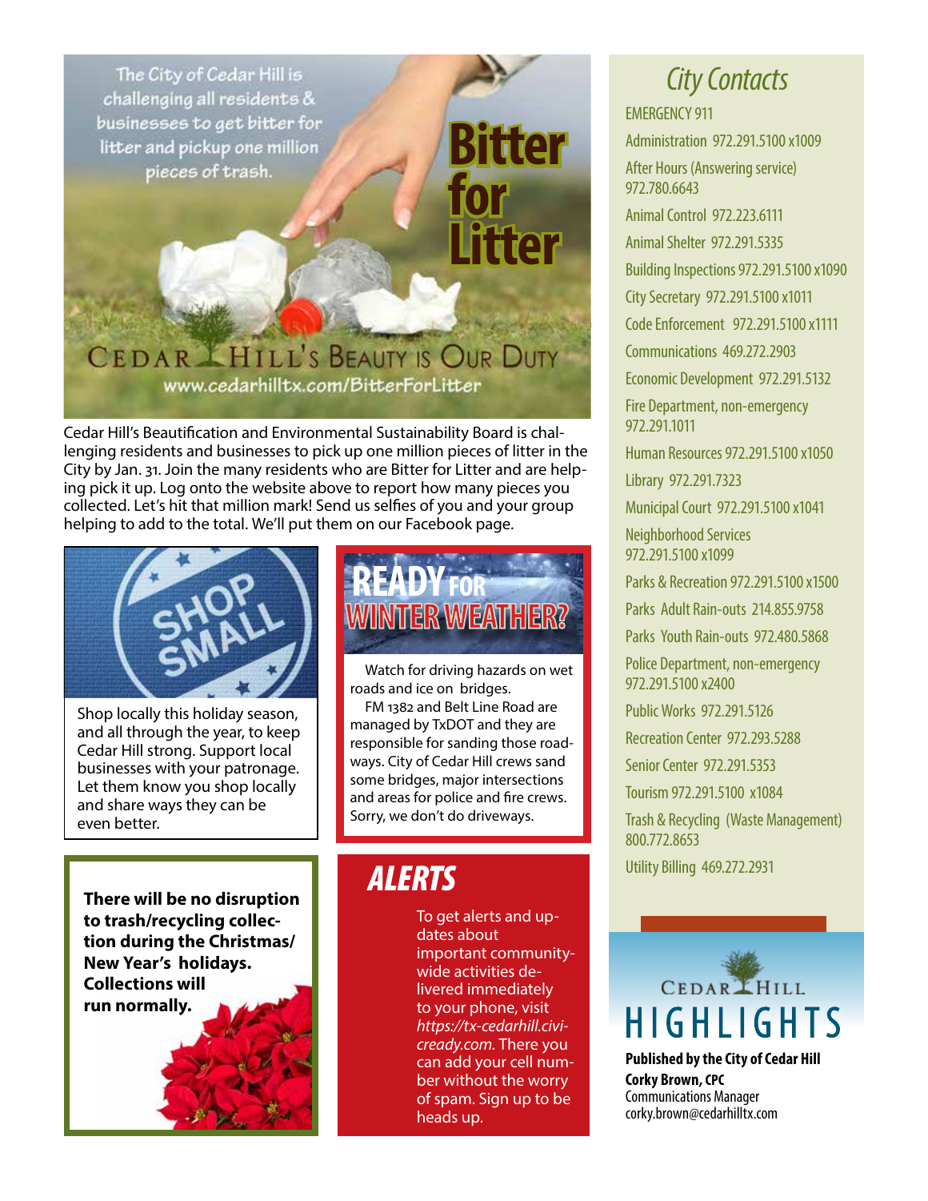The City of Cedar Hill is challenging all residents & businesses to get bitter for litter and pickup one million pieces of trash.

# Bitter for Litter

CEDAR HILL'S BEAUTY IS OUR DUTY

www.cedarhilltx.com/BitterForLitter

Cedar Hill's Beautification and Environmental Sustainability Board is challenging residents and businesses to pick up one million pieces of litter in the City by Jan. 31. Join the many residents who are Bitter for Litter and are helping pick it up. Log onto the website above to report how many pieces you collected. Let's hit that million mark! Send us selfies of you and your group helping to add to the total. We'll put them on our Facebook page.

## SHOP SMALL

Shop locally this holiday season, and all through the year, to keep Cedar Hill strong. Support local businesses with your patronage. Let them know you shop locally and share ways they can be even better.

## READY FOR WINTER WEATHER?

Watch for driving hazards on wet roads and ice on bridges.

FM 1382 and Belt Line Road are managed by TxDOT and they are responsible for sanding those roadways. City of Cedar Hill crews sand some bridges, major intersections and areas for police and fire crews. Sorry, we don't do driveways.

**There will be no disruption to trash/recycling collection during the Christmas/ New Year's holidays. Collections will run normally.**

## ALERTS

To get alerts and updates about important community-wide activities delivered immediately to your phone, visit *https://tx-cedarhill.civicready.com.* There you can add your cell number without the worry of spam. Sign up to be heads up.

## City Contacts

EMERGENCY 911

Administration 972.291.5100 x1009

After Hours (Answering service) 972.780.6643

Animal Control 972.223.6111

Animal Shelter 972.291.5335

Building Inspections 972.291.5100 x1090

City Secretary 972.291.5100 x1011

Code Enforcement 972.291.5100 x1111

Communications 469.272.2903

Economic Development 972.291.5132

Fire Department, non-emergency 972.291.1011

Human Resources 972.291.5100 x1050

Library 972.291.7323

Municipal Court 972.291.5100 x1041

Neighborhood Services 972.291.5100 x1099

Parks & Recreation 972.291.5100 x1500

Parks Adult Rain-outs 214.855.9758

Parks Youth Rain-outs 972.480.5868

Police Department, non-emergency 972.291.5100 x2400

Public Works 972.291.5126

Recreation Center 972.293.5288

Senior Center 972.291.5353

Tourism 972.291.5100 x1084

Trash & Recycling (Waste Management) 800.772.8653

Utility Billing 469.272.2931

CEDAR HILL HIGHLIGHTS

**Published by the City of Cedar Hill**

**Corky Brown, CPC**
Communications Manager
corky.brown@cedarhilltx.com